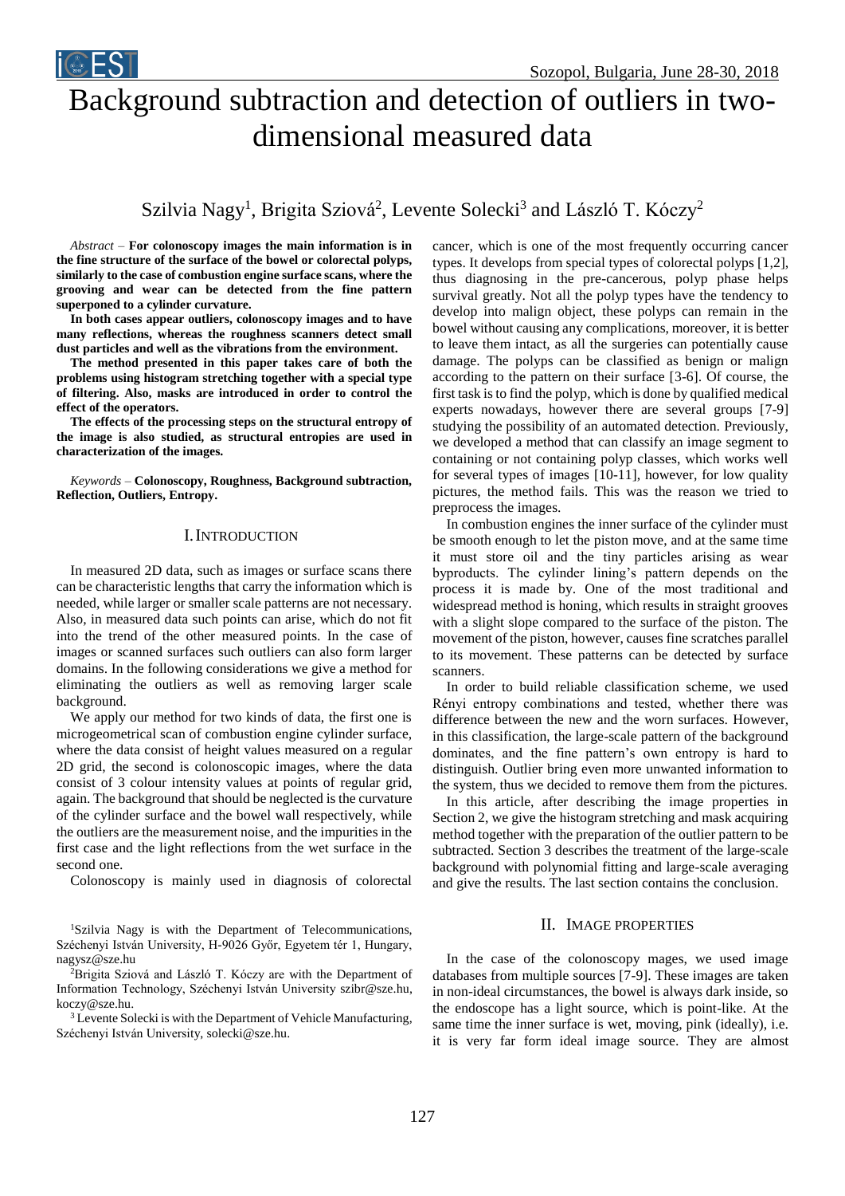# Background subtraction and detection of outliers in two-dimensional measured data

Szilvia Nagy[1], Brigita Sziová[2], Levente Solecki[3] and László T. Kóczy[2]

*Abstract* – **For colonoscopy images the main information is in the fine structure of the surface of the bowel or colorectal polyps, similarly to the case of combustion engine surface scans, where the grooving and wear can be detected from the fine pattern superponed to a cylinder curvature.**

**In both cases appear outliers, colonoscopy images and to have many reflections, whereas the roughness scanners detect small dust particles and well as the vibrations from the environment.**

**The method presented in this paper takes care of both the problems using histogram stretching together with a special type of filtering. Also, masks are introduced in order to control the effect of the operators.**

**The effects of the processing steps on the structural entropy of the image is also studied, as structural entropies are used in characterization of the images.**

*Keywords* – **Colonoscopy, Roughness, Background subtraction, Reflection, Outliers, Entropy.**

## I. Introduction

In measured 2D data, such as images or surface scans there can be characteristic lengths that carry the information which is needed, while larger or smaller scale patterns are not necessary. Also, in measured data such points can arise, which do not fit into the trend of the other measured points. In the case of images or scanned surfaces such outliers can also form larger domains. In the following considerations we give a method for eliminating the outliers as well as removing larger scale background.

We apply our method for two kinds of data, the first one is microgeometrical scan of combustion engine cylinder surface, where the data consist of height values measured on a regular 2D grid, the second is colonoscopic images, where the data consist of 3 colour intensity values at points of regular grid, again. The background that should be neglected is the curvature of the cylinder surface and the bowel wall respectively, while the outliers are the measurement noise, and the impurities in the first case and the light reflections from the wet surface in the second one.

Colonoscopy is mainly used in diagnosis of colorectal cancer, which is one of the most frequently occurring cancer types. It develops from special types of colorectal polyps [1,2], thus diagnosing in the pre-cancerous, polyp phase helps survival greatly. Not all the polyp types have the tendency to develop into malign object, these polyps can remain in the bowel without causing any complications, moreover, it is better to leave them intact, as all the surgeries can potentially cause damage. The polyps can be classified as benign or malign according to the pattern on their surface [3-6]. Of course, the first task is to find the polyp, which is done by qualified medical experts nowadays, however there are several groups [7-9] studying the possibility of an automated detection. Previously, we developed a method that can classify an image segment to containing or not containing polyp classes, which works well for several types of images [10-11], however, for low quality pictures, the method fails. This was the reason we tried to preprocess the images.

In combustion engines the inner surface of the cylinder must be smooth enough to let the piston move, and at the same time it must store oil and the tiny particles arising as wear byproducts. The cylinder lining's pattern depends on the process it is made by. One of the most traditional and widespread method is honing, which results in straight grooves with a slight slope compared to the surface of the piston. The movement of the piston, however, causes fine scratches parallel to its movement. These patterns can be detected by surface scanners.

In order to build reliable classification scheme, we used Rényi entropy combinations and tested, whether there was difference between the new and the worn surfaces. However, in this classification, the large-scale pattern of the background dominates, and the fine pattern's own entropy is hard to distinguish. Outlier bring even more unwanted information to the system, thus we decided to remove them from the pictures.

In this article, after describing the image properties in Section 2, we give the histogram stretching and mask acquiring method together with the preparation of the outlier pattern to be subtracted. Section 3 describes the treatment of the large-scale background with polynomial fitting and large-scale averaging and give the results. The last section contains the conclusion.

## II. Image properties

In the case of the colonoscopy mages, we used image databases from multiple sources [7-9]. These images are taken in non-ideal circumstances, the bowel is always dark inside, so the endoscope has a light source, which is point-like. At the same time the inner surface is wet, moving, pink (ideally), i.e. it is very far form ideal image source. They are almost

[1]Szilvia Nagy is with the Department of Telecommunications, Széchenyi István University, H-9026 Győr, Egyetem tér 1, Hungary, nagysz@sze.hu

[2]Brigita Sziová and László T. Kóczy are with the Department of Information Technology, Széchenyi István University szibr@sze.hu, koczy@sze.hu.

[3] Levente Solecki is with the Department of Vehicle Manufacturing, Széchenyi István University, solecki@sze.hu.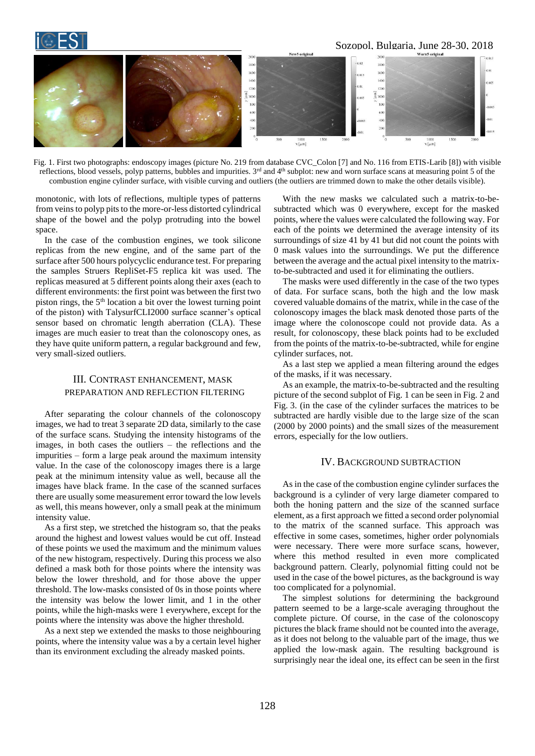Fig. 1. First two photographs: endoscopy images (picture No. 219 from database CVC_Colon [7] and No. 116 from ETIS-Larib [8]) with visible reflections, blood vessels, polyp patterns, bubbles and impurities. 3rd and 4th subplot: new and worn surface scans at measuring point 5 of the combustion engine cylinder surface, with visible curving and outliers (the outliers are trimmed down to make the other details visible).

monotonic, with lots of reflections, multiple types of patterns from veins to polyp pits to the more-or-less distorted cylindrical shape of the bowel and the polyp protruding into the bowel space.

In the case of the combustion engines, we took silicone replicas from the new engine, and of the same part of the surface after 500 hours polycyclic endurance test. For preparing the samples Struers RepliSet-F5 replica kit was used. The replicas measured at 5 different points along their axes (each to different environments: the first point was between the first two piston rings, the 5th location a bit over the lowest turning point of the piston) with TalysurfCLI2000 surface scanner's optical sensor based on chromatic length aberration (CLA). These images are much easier to treat than the colonoscopy ones, as they have quite uniform pattern, a regular background and few, very small-sized outliers.

## III. Contrast Enhancement, Mask Preparation and Reflection Filtering

After separating the colour channels of the colonoscopy images, we had to treat 3 separate 2D data, similarly to the case of the surface scans. Studying the intensity histograms of the images, in both cases the outliers – the reflections and the impurities – form a large peak around the maximum intensity value. In the case of the colonoscopy images there is a large peak at the minimum intensity value as well, because all the images have black frame. In the case of the scanned surfaces there are usually some measurement error toward the low levels as well, this means however, only a small peak at the minimum intensity value.

As a first step, we stretched the histogram so, that the peaks around the highest and lowest values would be cut off. Instead of these points we used the maximum and the minimum values of the new histogram, respectively. During this process we also defined a mask both for those points where the intensity was below the lower threshold, and for those above the upper threshold. The low-masks consisted of 0s in those points where the intensity was below the lower limit, and 1 in the other points, while the high-masks were 1 everywhere, except for the points where the intensity was above the higher threshold.

As a next step we extended the masks to those neighbouring points, where the intensity value was a by a certain level higher than its environment excluding the already masked points.

With the new masks we calculated such a matrix-to-be-subtracted which was 0 everywhere, except for the masked points, where the values were calculated the following way. For each of the points we determined the average intensity of its surroundings of size 41 by 41 but did not count the points with 0 mask values into the surroundings. We put the difference between the average and the actual pixel intensity to the matrix-to-be-subtracted and used it for eliminating the outliers.

The masks were used differently in the case of the two types of data. For surface scans, both the high and the low mask covered valuable domains of the matrix, while in the case of the colonoscopy images the black mask denoted those parts of the image where the colonoscope could not provide data. As a result, for colonoscopy, these black points had to be excluded from the points of the matrix-to-be-subtracted, while for engine cylinder surfaces, not.

As a last step we applied a mean filtering around the edges of the masks, if it was necessary.

As an example, the matrix-to-be-subtracted and the resulting picture of the second subplot of Fig. 1 can be seen in Fig. 2 and Fig. 3. (in the case of the cylinder surfaces the matrices to be subtracted are hardly visible due to the large size of the scan (2000 by 2000 points) and the small sizes of the measurement errors, especially for the low outliers.

## IV. Background Subtraction

As in the case of the combustion engine cylinder surfaces the background is a cylinder of very large diameter compared to both the honing pattern and the size of the scanned surface element, as a first approach we fitted a second order polynomial to the matrix of the scanned surface. This approach was effective in some cases, sometimes, higher order polynomials were necessary. There were more surface scans, however, where this method resulted in even more complicated background pattern. Clearly, polynomial fitting could not be used in the case of the bowel pictures, as the background is way too complicated for a polynomial.

The simplest solutions for determining the background pattern seemed to be a large-scale averaging throughout the complete picture. Of course, in the case of the colonoscopy pictures the black frame should not be counted into the average, as it does not belong to the valuable part of the image, thus we applied the low-mask again. The resulting background is surprisingly near the ideal one, its effect can be seen in the first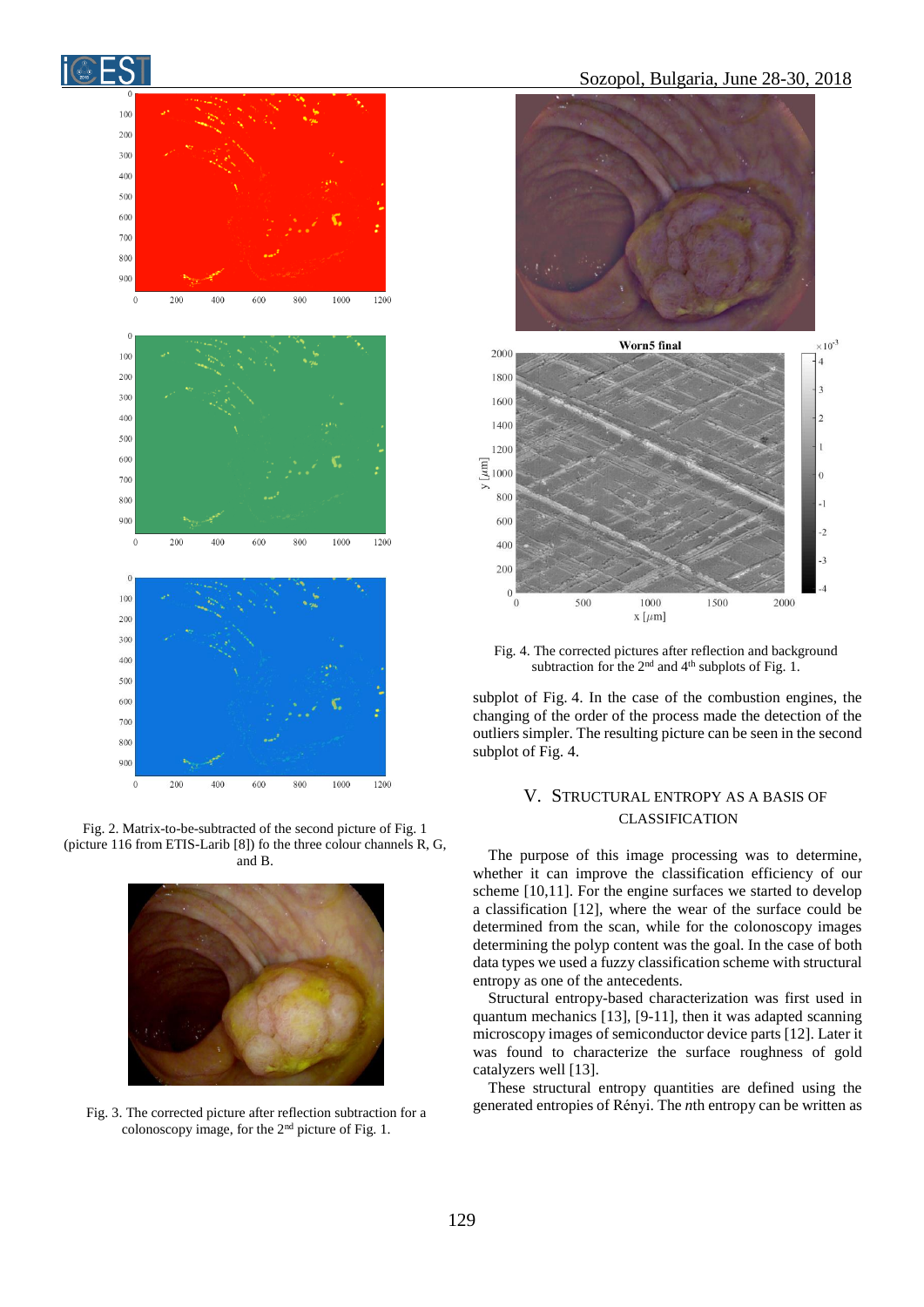Fig. 2. Matrix-to-be-subtracted of the second picture of Fig. 1 (picture 116 from ETIS-Larib [8]) fo the three colour channels R, G, and B.

Fig. 3. The corrected picture after reflection subtraction for a colonoscopy image, for the 2[nd] picture of Fig. 1.

Fig. 4. The corrected pictures after reflection and background subtraction for the 2[nd] and 4[th] subplots of Fig. 1.

subplot of Fig. 4. In the case of the combustion engines, the changing of the order of the process made the detection of the outliers simpler. The resulting picture can be seen in the second subplot of Fig. 4.

## V. STRUCTURAL ENTROPY AS A BASIS OF CLASSIFICATION

The purpose of this image processing was to determine, whether it can improve the classification efficiency of our scheme [10,11]. For the engine surfaces we started to develop a classification [12], where the wear of the surface could be determined from the scan, while for the colonoscopy images determining the polyp content was the goal. In the case of both data types we used a fuzzy classification scheme with structural entropy as one of the antecedents.

Structural entropy-based characterization was first used in quantum mechanics [13], [9-11], then it was adapted scanning microscopy images of semiconductor device parts [12]. Later it was found to characterize the surface roughness of gold catalyzers well [13].

These structural entropy quantities are defined using the generated entropies of Rényi. The *n*th entropy can be written as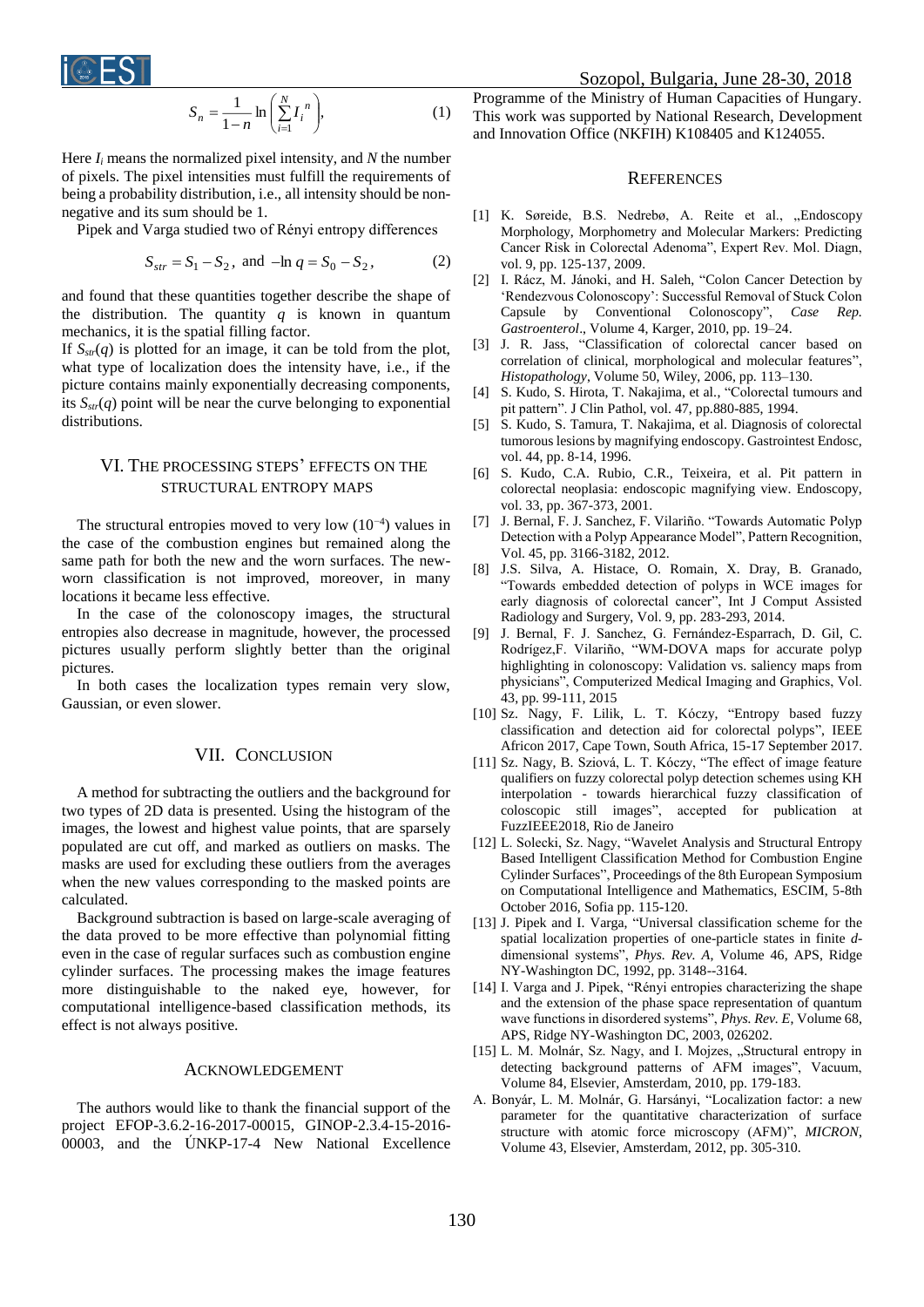$$S_n = \frac{1}{1-n} \ln \left( \sum_{i=1}^{N} I_i{}^n \right), \tag{1}$$

Here $I_i$ means the normalized pixel intensity, and $N$ the number of pixels. The pixel intensities must fulfill the requirements of being a probability distribution, i.e., all intensity should be non-negative and its sum should be 1.

Pipek and Varga studied two of Rényi entropy differences

$$S_{str} = S_1 - S_2, \text{ and } -\ln q = S_0 - S_2, \tag{2}$$

and found that these quantities together describe the shape of the distribution. The quantity $q$ is known in quantum mechanics, it is the spatial filling factor.

If $S_{str}(q)$ is plotted for an image, it can be told from the plot, what type of localization does the intensity have, i.e., if the picture contains mainly exponentially decreasing components, its $S_{str}(q)$ point will be near the curve belonging to exponential distributions.

## VI. The Processing Steps' Effects on the Structural Entropy Maps

The structural entropies moved to very low ($10^{-4}$) values in the case of the combustion engines but remained along the same path for both the new and the worn surfaces. The new-worn classification is not improved, moreover, in many locations it became less effective.

In the case of the colonoscopy images, the structural entropies also decrease in magnitude, however, the processed pictures usually perform slightly better than the original pictures.

In both cases the localization types remain very slow, Gaussian, or even slower.

## VII. Conclusion

A method for subtracting the outliers and the background for two types of 2D data is presented. Using the histogram of the images, the lowest and highest value points, that are sparsely populated are cut off, and marked as outliers on masks. The masks are used for excluding these outliers from the averages when the new values corresponding to the masked points are calculated.

Background subtraction is based on large-scale averaging of the data proved to be more effective than polynomial fitting even in the case of regular surfaces such as combustion engine cylinder surfaces. The processing makes the image features more distinguishable to the naked eye, however, for computational intelligence-based classification methods, its effect is not always positive.

## Acknowledgement

The authors would like to thank the financial support of the project EFOP-3.6.2-16-2017-00015, GINOP-2.3.4-15-2016-00003, and the ÚNKP-17-4 New National Excellence Programme of the Ministry of Human Capacities of Hungary. This work was supported by National Research, Development and Innovation Office (NKFIH) K108405 and K124055.

## References

[1] K. Søreide, B.S. Nedrebø, A. Reite et al., „Endoscopy Morphology, Morphometry and Molecular Markers: Predicting Cancer Risk in Colorectal Adenoma", Expert Rev. Mol. Diagn, vol. 9, pp. 125-137, 2009.

[2] I. Rácz, M. Jánoki, and H. Saleh, "Colon Cancer Detection by 'Rendezvous Colonoscopy': Successful Removal of Stuck Colon Capsule by Conventional Colonoscopy", *Case Rep. Gastroenterol*., Volume 4, Karger, 2010, pp. 19–24.

[3] J. R. Jass, "Classification of colorectal cancer based on correlation of clinical, morphological and molecular features", *Histopathology*, Volume 50, Wiley, 2006, pp. 113–130.

[4] S. Kudo, S. Hirota, T. Nakajima, et al., "Colorectal tumours and pit pattern". J Clin Pathol, vol. 47, pp.880-885, 1994.

[5] S. Kudo, S. Tamura, T. Nakajima, et al. Diagnosis of colorectal tumorous lesions by magnifying endoscopy. Gastrointest Endosc, vol. 44, pp. 8-14, 1996.

[6] S. Kudo, C.A. Rubio, C.R., Teixeira, et al. Pit pattern in colorectal neoplasia: endoscopic magnifying view. Endoscopy, vol. 33, pp. 367-373, 2001.

[7] J. Bernal, F. J. Sanchez, F. Vilariño. "Towards Automatic Polyp Detection with a Polyp Appearance Model", Pattern Recognition, Vol. 45, pp. 3166-3182, 2012.

[8] J.S. Silva, A. Histace, O. Romain, X. Dray, B. Granado, "Towards embedded detection of polyps in WCE images for early diagnosis of colorectal cancer", Int J Comput Assisted Radiology and Surgery, Vol. 9, pp. 283-293, 2014.

[9] J. Bernal, F. J. Sanchez, G. Fernández-Esparrach, D. Gil, C. Rodrígez,F. Vilariño, "WM-DOVA maps for accurate polyp highlighting in colonoscopy: Validation vs. saliency maps from physicians", Computerized Medical Imaging and Graphics, Vol. 43, pp. 99-111, 2015

[10] Sz. Nagy, F. Lilik, L. T. Kóczy, "Entropy based fuzzy classification and detection aid for colorectal polyps", IEEE Africon 2017, Cape Town, South Africa, 15-17 September 2017.

[11] Sz. Nagy, B. Sziová, L. T. Kóczy, "The effect of image feature qualifiers on fuzzy colorectal polyp detection schemes using KH interpolation - towards hierarchical fuzzy classification of coloscopic still images", accepted for publication at FuzzIEEE2018, Rio de Janeiro

[12] L. Solecki, Sz. Nagy, "Wavelet Analysis and Structural Entropy Based Intelligent Classification Method for Combustion Engine Cylinder Surfaces", Proceedings of the 8th European Symposium on Computational Intelligence and Mathematics, ESCIM, 5-8th October 2016, Sofia pp. 115-120.

[13] J. Pipek and I. Varga, "Universal classification scheme for the spatial localization properties of one-particle states in finite *d*-dimensional systems", *Phys. Rev. A*, Volume 46, APS, Ridge NY-Washington DC, 1992, pp. 3148--3164.

[14] I. Varga and J. Pipek, "Rényi entropies characterizing the shape and the extension of the phase space representation of quantum wave functions in disordered systems", *Phys. Rev. E*, Volume 68, APS, Ridge NY-Washington DC, 2003, 026202.

[15] L. M. Molnár, Sz. Nagy, and I. Mojzes, „Structural entropy in detecting background patterns of AFM images", Vacuum, Volume 84, Elsevier, Amsterdam, 2010, pp. 179-183.

A. Bonyár, L. M. Molnár, G. Harsányi, "Localization factor: a new parameter for the quantitative characterization of surface structure with atomic force microscopy (AFM)", *MICRON*, Volume 43, Elsevier, Amsterdam, 2012, pp. 305-310.